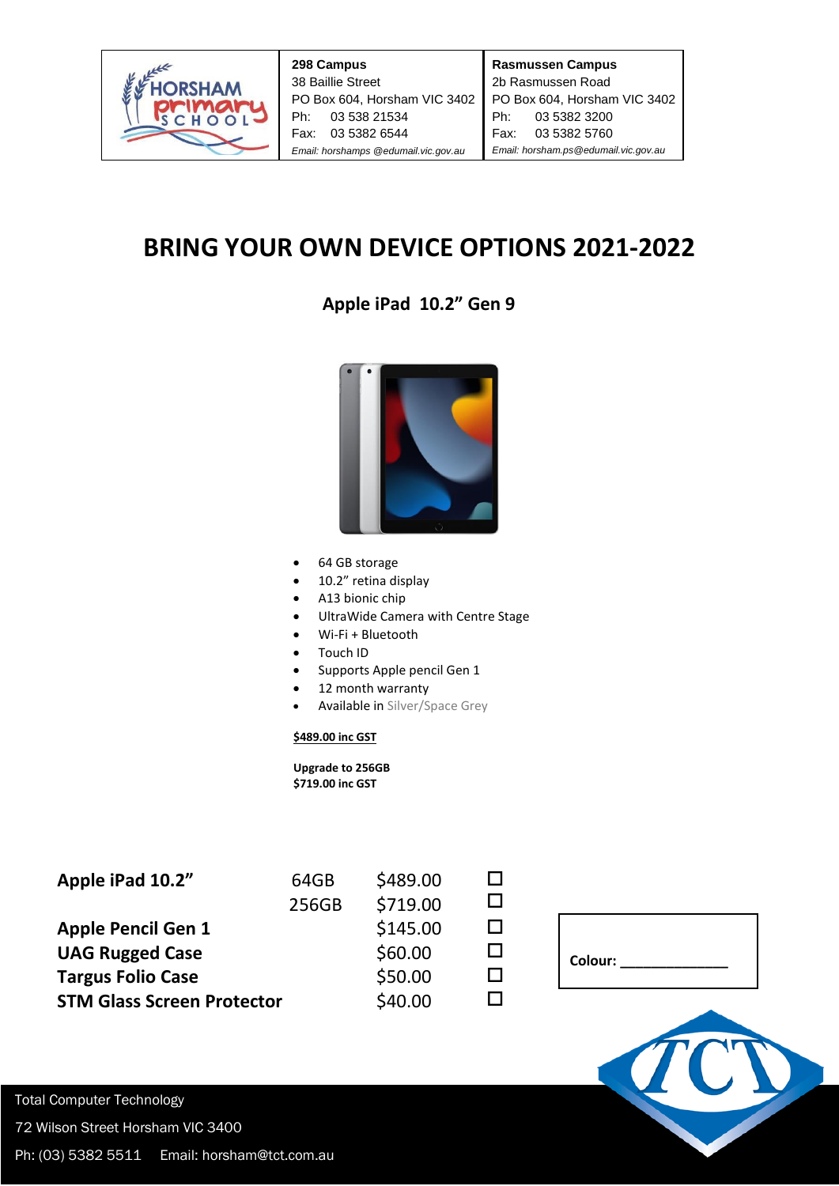| Horsham Primary School | **298 Campus**<br>38 Baillie Street<br>PO Box 604, Horsham VIC 3402<br>Ph: 03 538 21534<br>Fax: 03 5382 6544<br>*Email: horshamps @edumail.vic.gov.au* | **Rasmussen Campus**<br>2b Rasmussen Road<br>PO Box 604, Horsham VIC 3402<br>Ph: 03 5382 3200<br>Fax: 03 5382 5760<br>*Email: horsham.ps@edumail.vic.gov.au* |
|---|---|---|

# BRING YOUR OWN DEVICE OPTIONS 2021-2022

## Apple iPad 10.2" Gen 9

- 64 GB storage
- 10.2" retina display
- A13 bionic chip
- UltraWide Camera with Centre Stage
- Wi-Fi + Bluetooth
- Touch ID
- Supports Apple pencil Gen 1
- 12 month warranty
- Available in Silver/Space Grey

**$489.00 inc GST**

**Upgrade to 256GB**
**$719.00 inc GST**

| | | | |
|---|---|---|---|
| **Apple iPad 10.2"** | 64GB | $489.00 | ☐ |
| | 256GB | $719.00 | ☐ |
| **Apple Pencil Gen 1** | | $145.00 | ☐ |
| **UAG Rugged Case** | | $60.00 | ☐ |
| **Targus Folio Case** | | $50.00 | ☐ |
| **STM Glass Screen Protector** | | $40.00 | ☐ |

**Colour:** ______________

Total Computer Technology
72 Wilson Street Horsham VIC 3400
Ph: (03) 5382 5511 Email: horsham@tct.com.au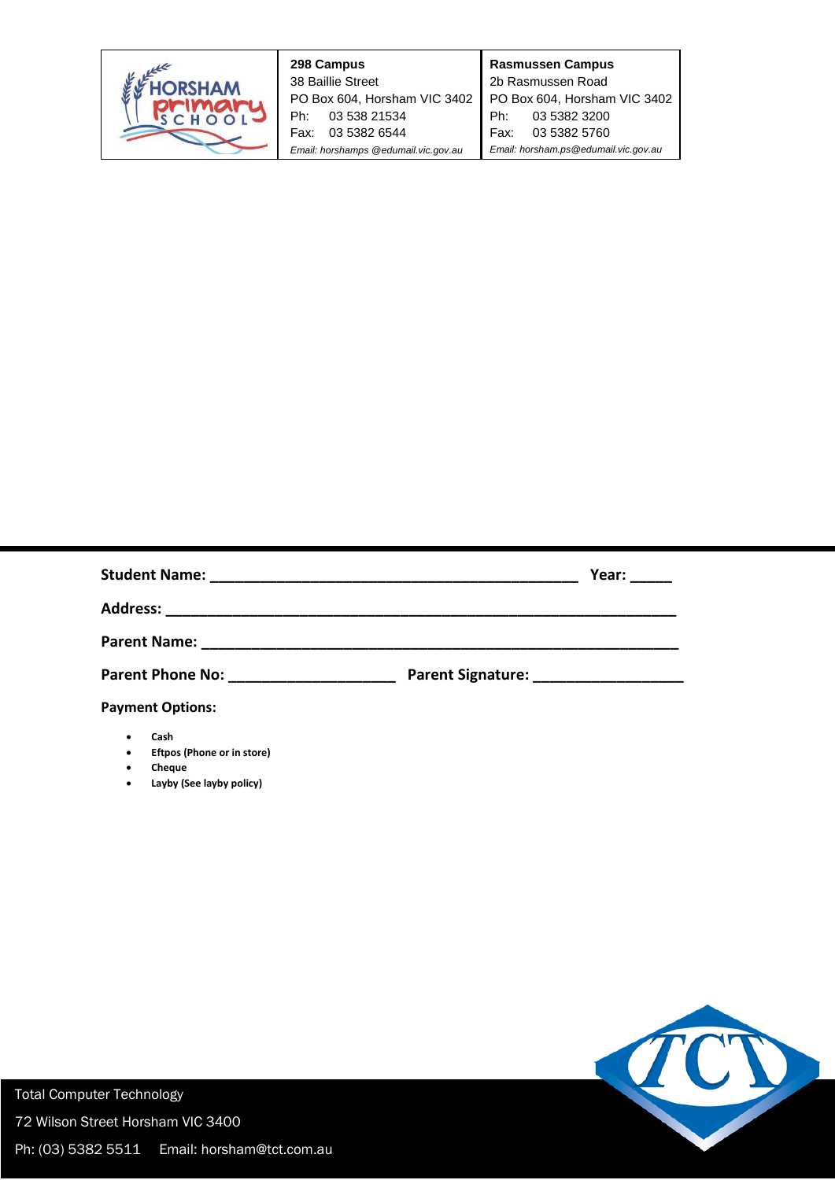| | 298 Campus | Rasmussen Campus |
| --- | --- | --- |
| HORSHAM primary SCHOOL | 38 Baillie Street | 2b Rasmussen Road |
| | PO Box 604, Horsham VIC 3402 | PO Box 604, Horsham VIC 3402 |
| | Ph: 03 538 21534 | Ph: 03 5382 3200 |
| | Fax: 03 5382 6544 | Fax: 03 5382 5760 |
| | *Email: horshamps @edumail.vic.gov.au* | *Email: horsham.ps@edumail.vic.gov.au* |

**Student Name:** _____________________________________________ **Year:** _____

**Address:** _______________________________________________________________

**Parent Name:** ___________________________________________________________

**Parent Phone No:** ____________________ **Parent Signature:** __________________

**Payment Options:**

- **Cash**
- **Eftpos (Phone or in store)**
- **Cheque**
- **Layby (See layby policy)**

Total Computer Technology

72 Wilson Street Horsham VIC 3400

Ph: (03) 5382 5511 Email: horsham@tct.com.au